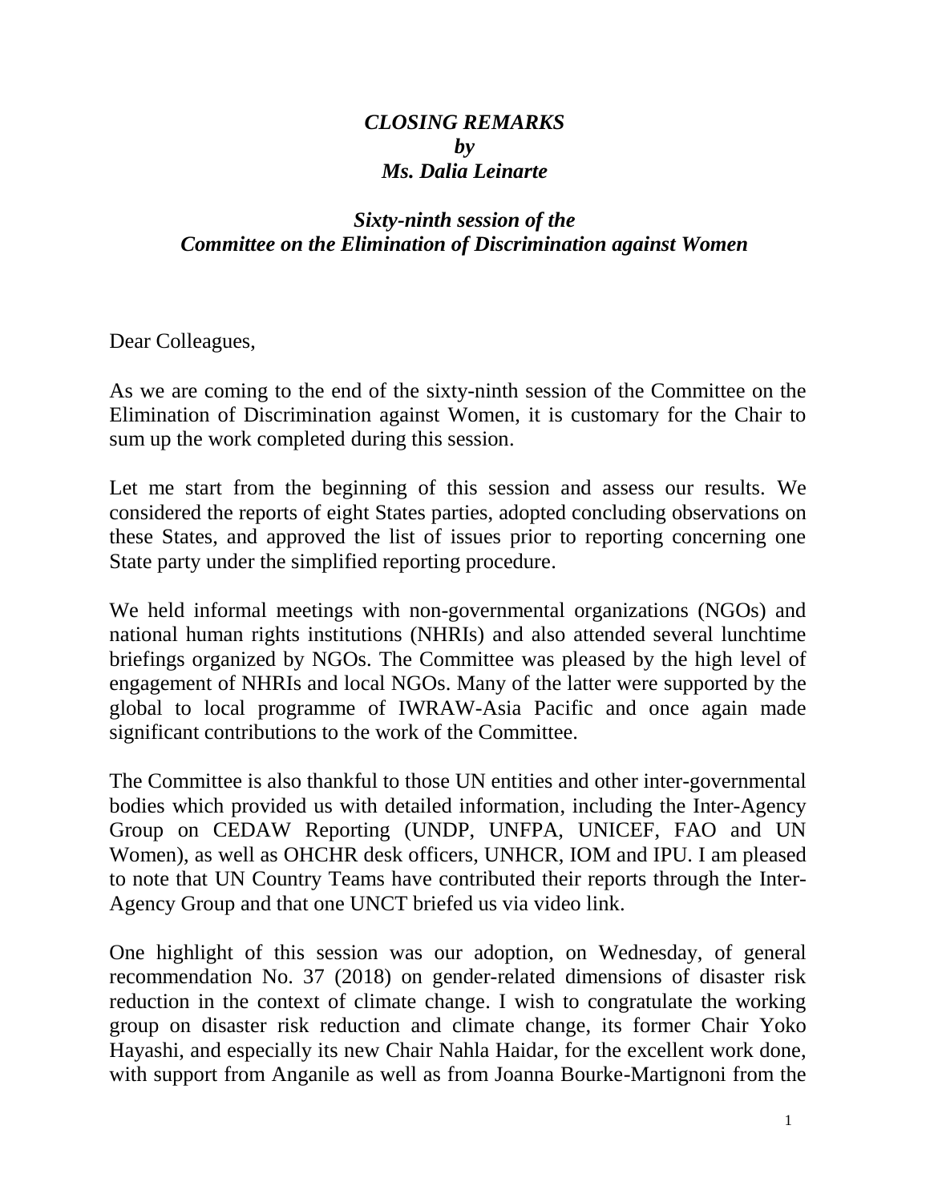***CLOSING REMARKS***
***by***
***Ms. Dalia Leinarte***

***Sixty-ninth session of the***
***Committee on the Elimination of Discrimination against Women***

Dear Colleagues,

As we are coming to the end of the sixty-ninth session of the Committee on the Elimination of Discrimination against Women, it is customary for the Chair to sum up the work completed during this session.

Let me start from the beginning of this session and assess our results. We considered the reports of eight States parties, adopted concluding observations on these States, and approved the list of issues prior to reporting concerning one State party under the simplified reporting procedure.

We held informal meetings with non-governmental organizations (NGOs) and national human rights institutions (NHRIs) and also attended several lunchtime briefings organized by NGOs. The Committee was pleased by the high level of engagement of NHRIs and local NGOs. Many of the latter were supported by the global to local programme of IWRAW-Asia Pacific and once again made significant contributions to the work of the Committee.

The Committee is also thankful to those UN entities and other inter-governmental bodies which provided us with detailed information, including the Inter-Agency Group on CEDAW Reporting (UNDP, UNFPA, UNICEF, FAO and UN Women), as well as OHCHR desk officers, UNHCR, IOM and IPU. I am pleased to note that UN Country Teams have contributed their reports through the Inter-Agency Group and that one UNCT briefed us via video link.

One highlight of this session was our adoption, on Wednesday, of general recommendation No. 37 (2018) on gender-related dimensions of disaster risk reduction in the context of climate change. I wish to congratulate the working group on disaster risk reduction and climate change, its former Chair Yoko Hayashi, and especially its new Chair Nahla Haidar, for the excellent work done, with support from Anganile as well as from Joanna Bourke-Martignoni from the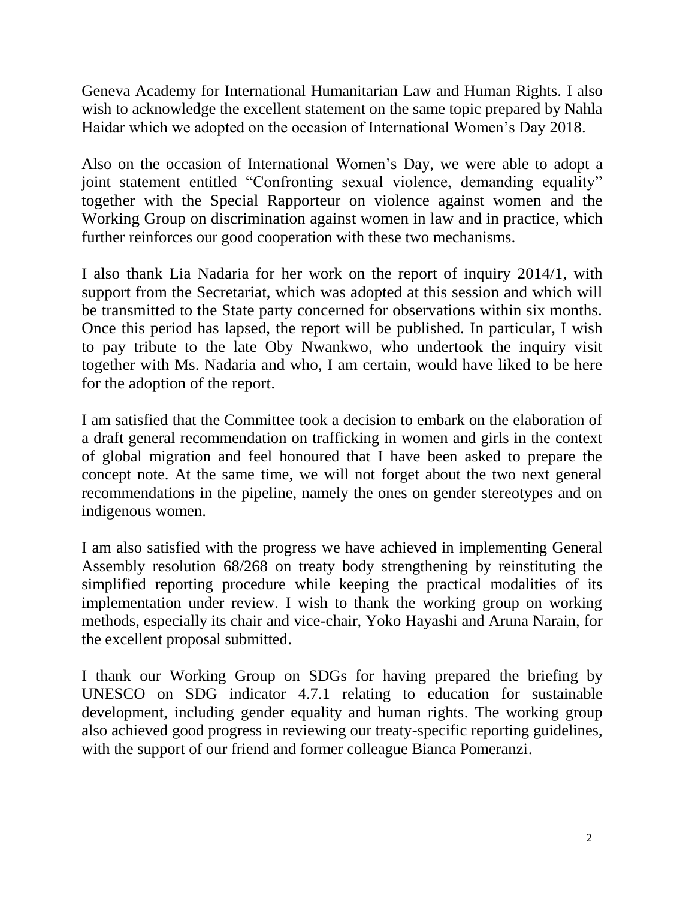Geneva Academy for International Humanitarian Law and Human Rights. I also wish to acknowledge the excellent statement on the same topic prepared by Nahla Haidar which we adopted on the occasion of International Women's Day 2018.

Also on the occasion of International Women's Day, we were able to adopt a joint statement entitled "Confronting sexual violence, demanding equality" together with the Special Rapporteur on violence against women and the Working Group on discrimination against women in law and in practice, which further reinforces our good cooperation with these two mechanisms.

I also thank Lia Nadaria for her work on the report of inquiry 2014/1, with support from the Secretariat, which was adopted at this session and which will be transmitted to the State party concerned for observations within six months. Once this period has lapsed, the report will be published. In particular, I wish to pay tribute to the late Oby Nwankwo, who undertook the inquiry visit together with Ms. Nadaria and who, I am certain, would have liked to be here for the adoption of the report.

I am satisfied that the Committee took a decision to embark on the elaboration of a draft general recommendation on trafficking in women and girls in the context of global migration and feel honoured that I have been asked to prepare the concept note. At the same time, we will not forget about the two next general recommendations in the pipeline, namely the ones on gender stereotypes and on indigenous women.

I am also satisfied with the progress we have achieved in implementing General Assembly resolution 68/268 on treaty body strengthening by reinstituting the simplified reporting procedure while keeping the practical modalities of its implementation under review. I wish to thank the working group on working methods, especially its chair and vice-chair, Yoko Hayashi and Aruna Narain, for the excellent proposal submitted.

I thank our Working Group on SDGs for having prepared the briefing by UNESCO on SDG indicator 4.7.1 relating to education for sustainable development, including gender equality and human rights. The working group also achieved good progress in reviewing our treaty-specific reporting guidelines, with the support of our friend and former colleague Bianca Pomeranzi.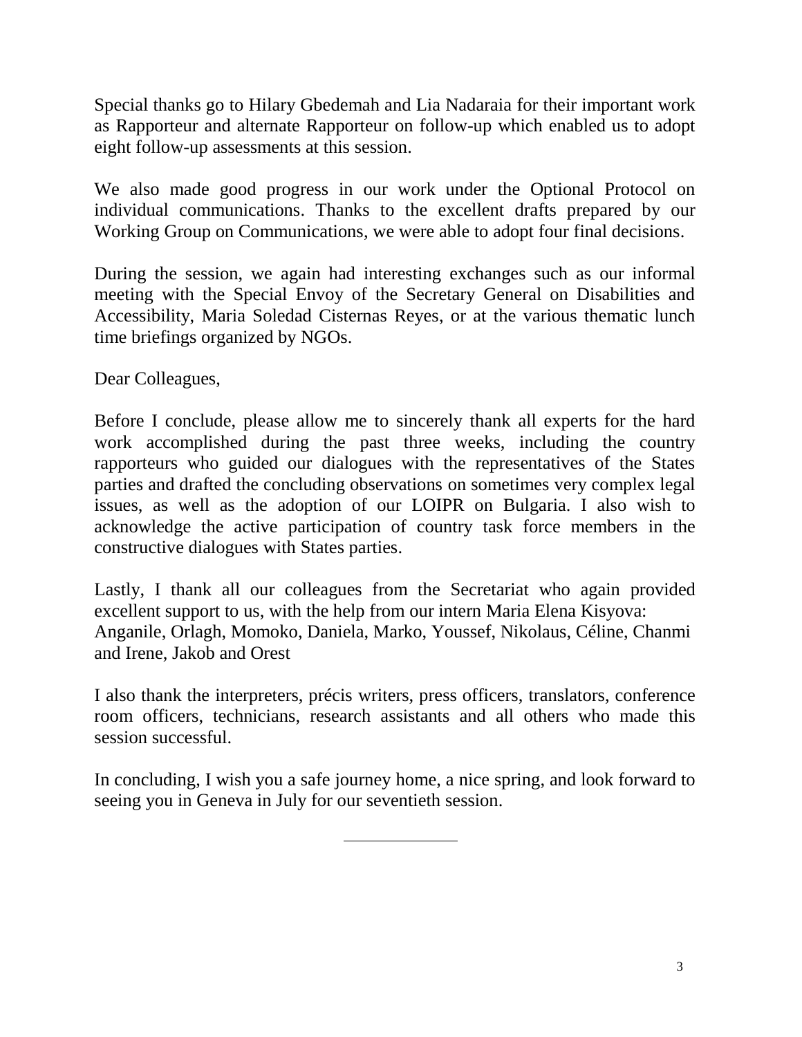Special thanks go to Hilary Gbedemah and Lia Nadaraia for their important work as Rapporteur and alternate Rapporteur on follow-up which enabled us to adopt eight follow-up assessments at this session.

We also made good progress in our work under the Optional Protocol on individual communications. Thanks to the excellent drafts prepared by our Working Group on Communications, we were able to adopt four final decisions.

During the session, we again had interesting exchanges such as our informal meeting with the Special Envoy of the Secretary General on Disabilities and Accessibility, Maria Soledad Cisternas Reyes, or at the various thematic lunch time briefings organized by NGOs.

Dear Colleagues,

Before I conclude, please allow me to sincerely thank all experts for the hard work accomplished during the past three weeks, including the country rapporteurs who guided our dialogues with the representatives of the States parties and drafted the concluding observations on sometimes very complex legal issues, as well as the adoption of our LOIPR on Bulgaria. I also wish to acknowledge the active participation of country task force members in the constructive dialogues with States parties.

Lastly, I thank all our colleagues from the Secretariat who again provided excellent support to us, with the help from our intern Maria Elena Kisyova: Anganile, Orlagh, Momoko, Daniela, Marko, Youssef, Nikolaus, Céline, Chanmi and Irene, Jakob and Orest

I also thank the interpreters, précis writers, press officers, translators, conference room officers, technicians, research assistants and all others who made this session successful.

In concluding, I wish you a safe journey home, a nice spring, and look forward to seeing you in Geneva in July for our seventieth session.

---